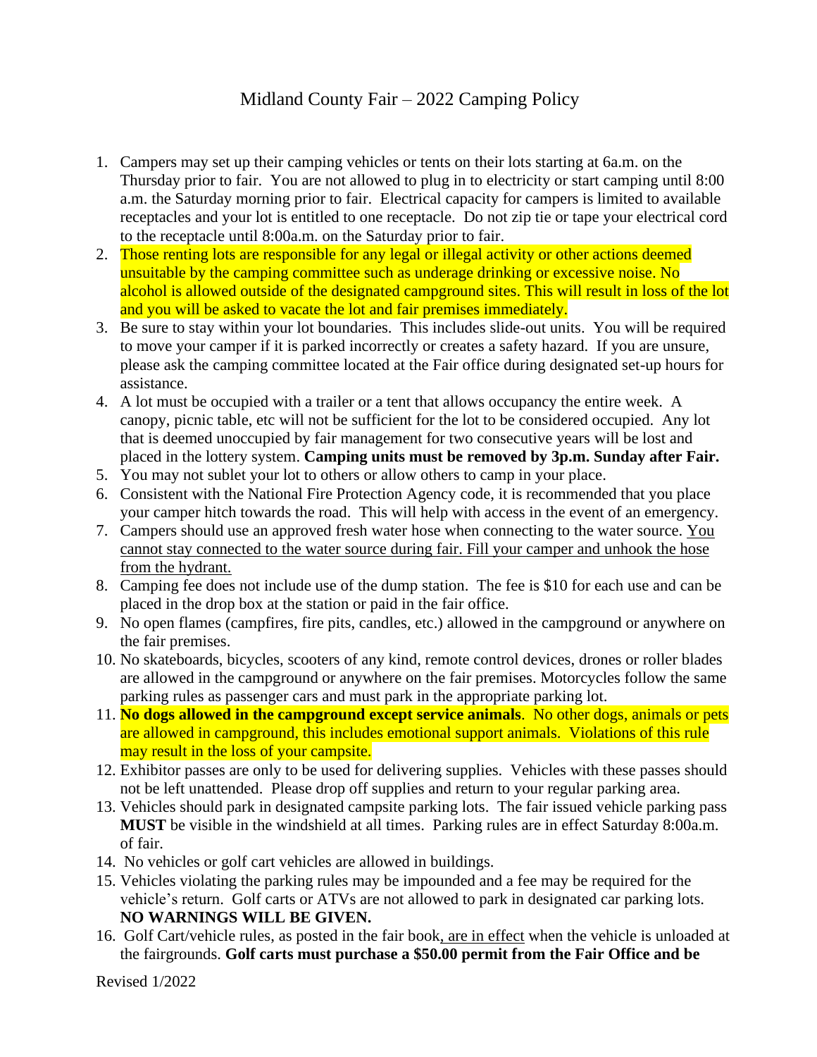# Midland County Fair – 2022 Camping Policy

1. Campers may set up their camping vehicles or tents on their lots starting at 6a.m. on the Thursday prior to fair. You are not allowed to plug in to electricity or start camping until 8:00 a.m. the Saturday morning prior to fair. Electrical capacity for campers is limited to available receptacles and your lot is entitled to one receptacle. Do not zip tie or tape your electrical cord to the receptacle until 8:00a.m. on the Saturday prior to fair.
2. Those renting lots are responsible for any legal or illegal activity or other actions deemed unsuitable by the camping committee such as underage drinking or excessive noise. No alcohol is allowed outside of the designated campground sites. This will result in loss of the lot and you will be asked to vacate the lot and fair premises immediately.
3. Be sure to stay within your lot boundaries. This includes slide-out units. You will be required to move your camper if it is parked incorrectly or creates a safety hazard. If you are unsure, please ask the camping committee located at the Fair office during designated set-up hours for assistance.
4. A lot must be occupied with a trailer or a tent that allows occupancy the entire week. A canopy, picnic table, etc will not be sufficient for the lot to be considered occupied. Any lot that is deemed unoccupied by fair management for two consecutive years will be lost and placed in the lottery system. **Camping units must be removed by 3p.m. Sunday after Fair.**
5. You may not sublet your lot to others or allow others to camp in your place.
6. Consistent with the National Fire Protection Agency code, it is recommended that you place your camper hitch towards the road. This will help with access in the event of an emergency.
7. Campers should use an approved fresh water hose when connecting to the water source. You cannot stay connected to the water source during fair. Fill your camper and unhook the hose from the hydrant.
8. Camping fee does not include use of the dump station. The fee is $10 for each use and can be placed in the drop box at the station or paid in the fair office.
9. No open flames (campfires, fire pits, candles, etc.) allowed in the campground or anywhere on the fair premises.
10. No skateboards, bicycles, scooters of any kind, remote control devices, drones or roller blades are allowed in the campground or anywhere on the fair premises. Motorcycles follow the same parking rules as passenger cars and must park in the appropriate parking lot.
11. **No dogs allowed in the campground except service animals**. No other dogs, animals or pets are allowed in campground, this includes emotional support animals. Violations of this rule may result in the loss of your campsite.
12. Exhibitor passes are only to be used for delivering supplies. Vehicles with these passes should not be left unattended. Please drop off supplies and return to your regular parking area.
13. Vehicles should park in designated campsite parking lots. The fair issued vehicle parking pass **MUST** be visible in the windshield at all times. Parking rules are in effect Saturday 8:00a.m. of fair.
14. No vehicles or golf cart vehicles are allowed in buildings.
15. Vehicles violating the parking rules may be impounded and a fee may be required for the vehicle's return. Golf carts or ATVs are not allowed to park in designated car parking lots. **NO WARNINGS WILL BE GIVEN.**
16. Golf Cart/vehicle rules, as posted in the fair book, are in effect when the vehicle is unloaded at the fairgrounds. **Golf carts must purchase a $50.00 permit from the Fair Office and be**

Revised 1/2022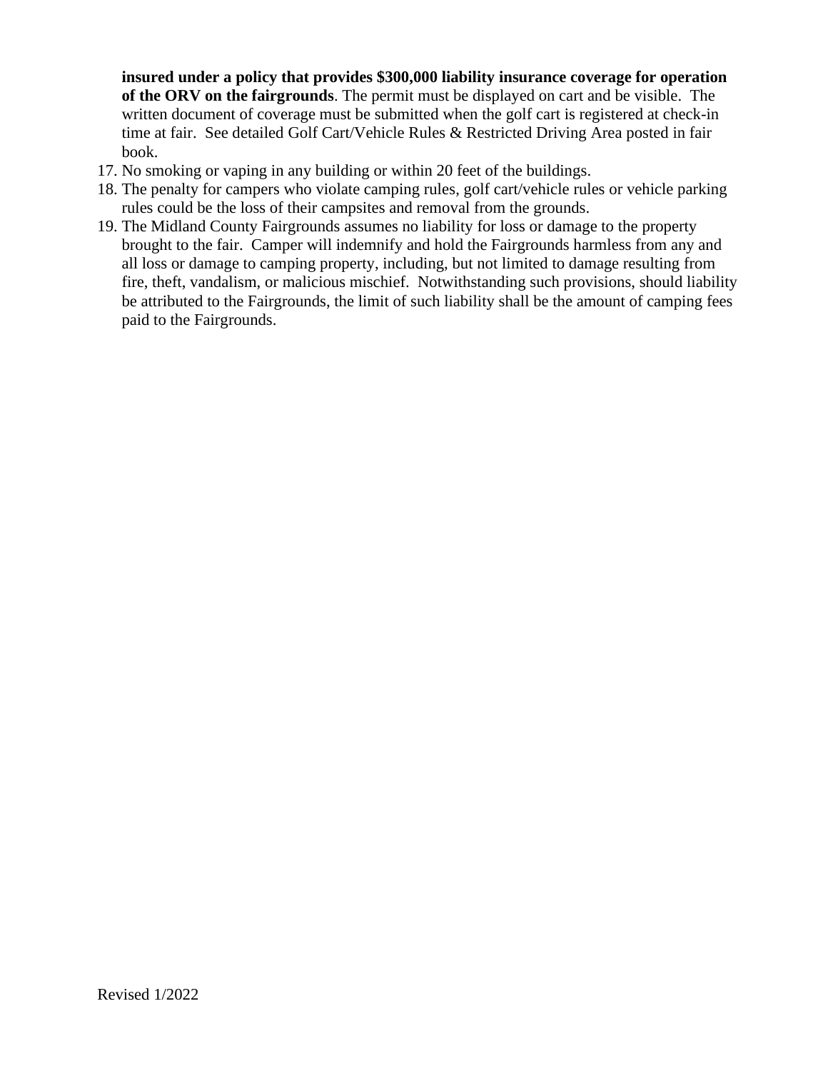**insured under a policy that provides $300,000 liability insurance coverage for operation of the ORV on the fairgrounds**. The permit must be displayed on cart and be visible. The written document of coverage must be submitted when the golf cart is registered at check-in time at fair. See detailed Golf Cart/Vehicle Rules & Restricted Driving Area posted in fair book.

17. No smoking or vaping in any building or within 20 feet of the buildings.
18. The penalty for campers who violate camping rules, golf cart/vehicle rules or vehicle parking rules could be the loss of their campsites and removal from the grounds.
19. The Midland County Fairgrounds assumes no liability for loss or damage to the property brought to the fair. Camper will indemnify and hold the Fairgrounds harmless from any and all loss or damage to camping property, including, but not limited to damage resulting from fire, theft, vandalism, or malicious mischief. Notwithstanding such provisions, should liability be attributed to the Fairgrounds, the limit of such liability shall be the amount of camping fees paid to the Fairgrounds.

Revised 1/2022